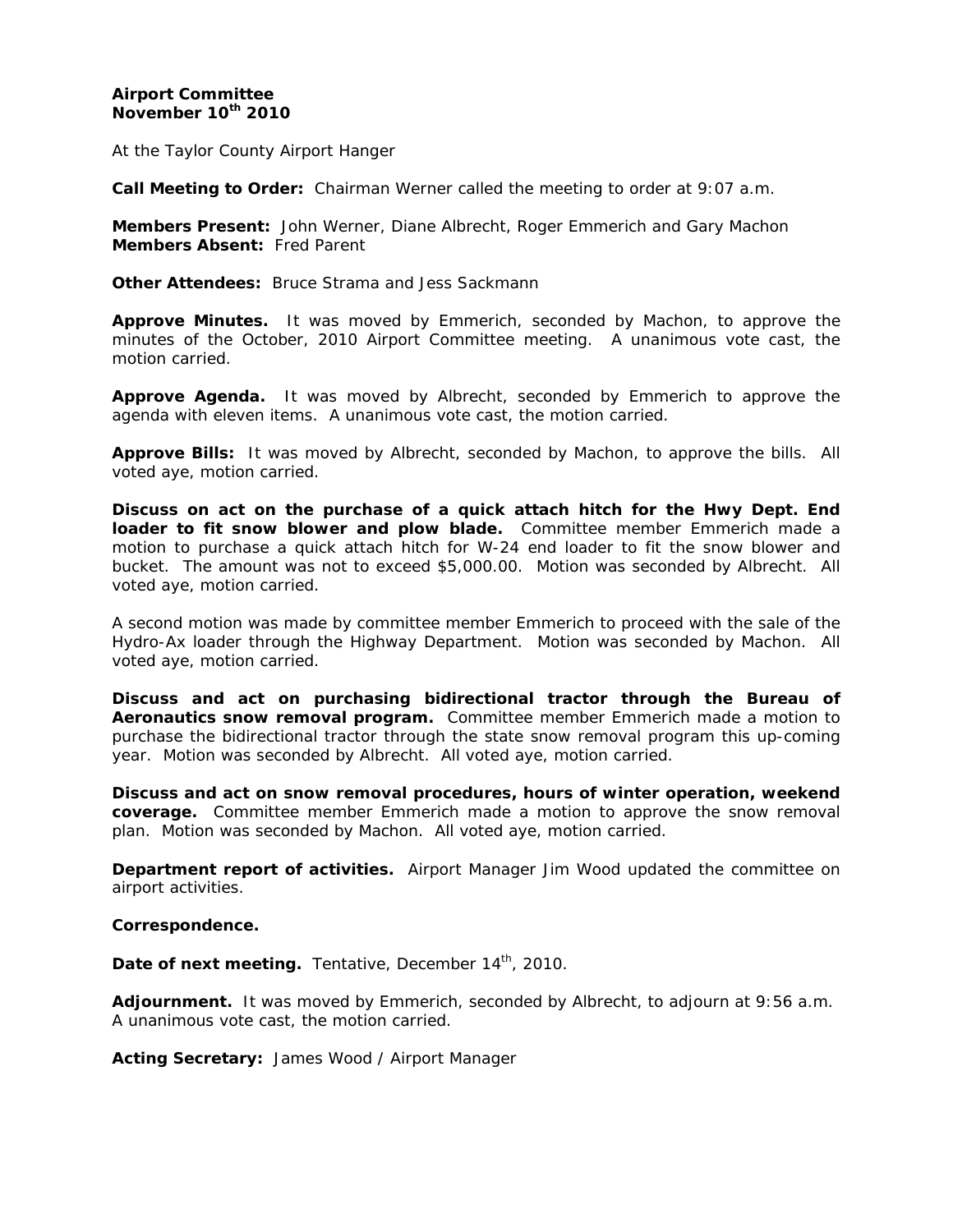**Airport Committee**
**November 10th 2010**

At the Taylor County Airport Hanger

**Call Meeting to Order:** Chairman Werner called the meeting to order at 9:07 a.m.

**Members Present:** John Werner, Diane Albrecht, Roger Emmerich and Gary Machon
**Members Absent:** Fred Parent

**Other Attendees:** Bruce Strama and Jess Sackmann

**Approve Minutes.** It was moved by Emmerich, seconded by Machon, to approve the minutes of the October, 2010 Airport Committee meeting. A unanimous vote cast, the motion carried.

**Approve Agenda.** It was moved by Albrecht, seconded by Emmerich to approve the agenda with eleven items. A unanimous vote cast, the motion carried.

**Approve Bills:** It was moved by Albrecht, seconded by Machon, to approve the bills. All voted aye, motion carried.

**Discuss on act on the purchase of a quick attach hitch for the Hwy Dept. End loader to fit snow blower and plow blade.** Committee member Emmerich made a motion to purchase a quick attach hitch for W-24 end loader to fit the snow blower and bucket. The amount was not to exceed $5,000.00. Motion was seconded by Albrecht. All voted aye, motion carried.

A second motion was made by committee member Emmerich to proceed with the sale of the Hydro-Ax loader through the Highway Department. Motion was seconded by Machon. All voted aye, motion carried.

**Discuss and act on purchasing bidirectional tractor through the Bureau of Aeronautics snow removal program.** Committee member Emmerich made a motion to purchase the bidirectional tractor through the state snow removal program this up-coming year. Motion was seconded by Albrecht. All voted aye, motion carried.

**Discuss and act on snow removal procedures, hours of winter operation, weekend coverage.** Committee member Emmerich made a motion to approve the snow removal plan. Motion was seconded by Machon. All voted aye, motion carried.

**Department report of activities.** Airport Manager Jim Wood updated the committee on airport activities.

**Correspondence.**

**Date of next meeting.** Tentative, December 14th, 2010.

**Adjournment.** It was moved by Emmerich, seconded by Albrecht, to adjourn at 9:56 a.m. A unanimous vote cast, the motion carried.

**Acting Secretary:** James Wood / Airport Manager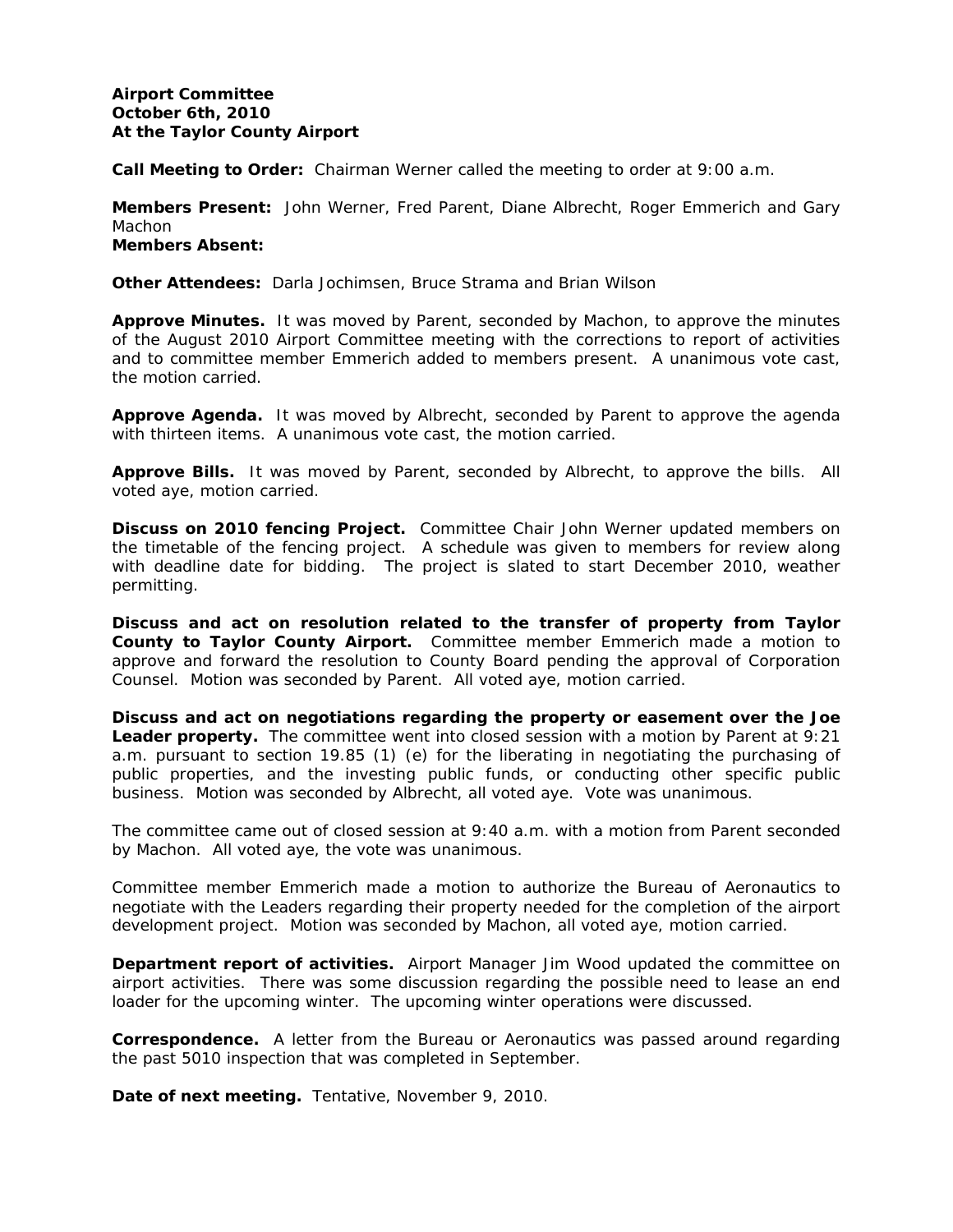**Airport Committee**
**October 6th, 2010**
**At the Taylor County Airport**

**Call Meeting to Order:** Chairman Werner called the meeting to order at 9:00 a.m.

**Members Present:** John Werner, Fred Parent, Diane Albrecht, Roger Emmerich and Gary Machon
**Members Absent:**

**Other Attendees:** Darla Jochimsen, Bruce Strama and Brian Wilson

**Approve Minutes.** It was moved by Parent, seconded by Machon, to approve the minutes of the August 2010 Airport Committee meeting with the corrections to report of activities and to committee member Emmerich added to members present. A unanimous vote cast, the motion carried.

**Approve Agenda.** It was moved by Albrecht, seconded by Parent to approve the agenda with thirteen items. A unanimous vote cast, the motion carried.

**Approve Bills.** It was moved by Parent, seconded by Albrecht, to approve the bills. All voted aye, motion carried.

**Discuss on 2010 fencing Project.** Committee Chair John Werner updated members on the timetable of the fencing project. A schedule was given to members for review along with deadline date for bidding. The project is slated to start December 2010, weather permitting.

**Discuss and act on resolution related to the transfer of property from Taylor County to Taylor County Airport.** Committee member Emmerich made a motion to approve and forward the resolution to County Board pending the approval of Corporation Counsel. Motion was seconded by Parent. All voted aye, motion carried.

**Discuss and act on negotiations regarding the property or easement over the Joe Leader property.** The committee went into closed session with a motion by Parent at 9:21 a.m. pursuant to section 19.85 (1) (e) for the liberating in negotiating the purchasing of public properties, and the investing public funds, or conducting other specific public business. Motion was seconded by Albrecht, all voted aye. Vote was unanimous.

The committee came out of closed session at 9:40 a.m. with a motion from Parent seconded by Machon. All voted aye, the vote was unanimous.

Committee member Emmerich made a motion to authorize the Bureau of Aeronautics to negotiate with the Leaders regarding their property needed for the completion of the airport development project. Motion was seconded by Machon, all voted aye, motion carried.

**Department report of activities.** Airport Manager Jim Wood updated the committee on airport activities. There was some discussion regarding the possible need to lease an end loader for the upcoming winter. The upcoming winter operations were discussed.

**Correspondence.** A letter from the Bureau or Aeronautics was passed around regarding the past 5010 inspection that was completed in September.

**Date of next meeting.** Tentative, November 9, 2010.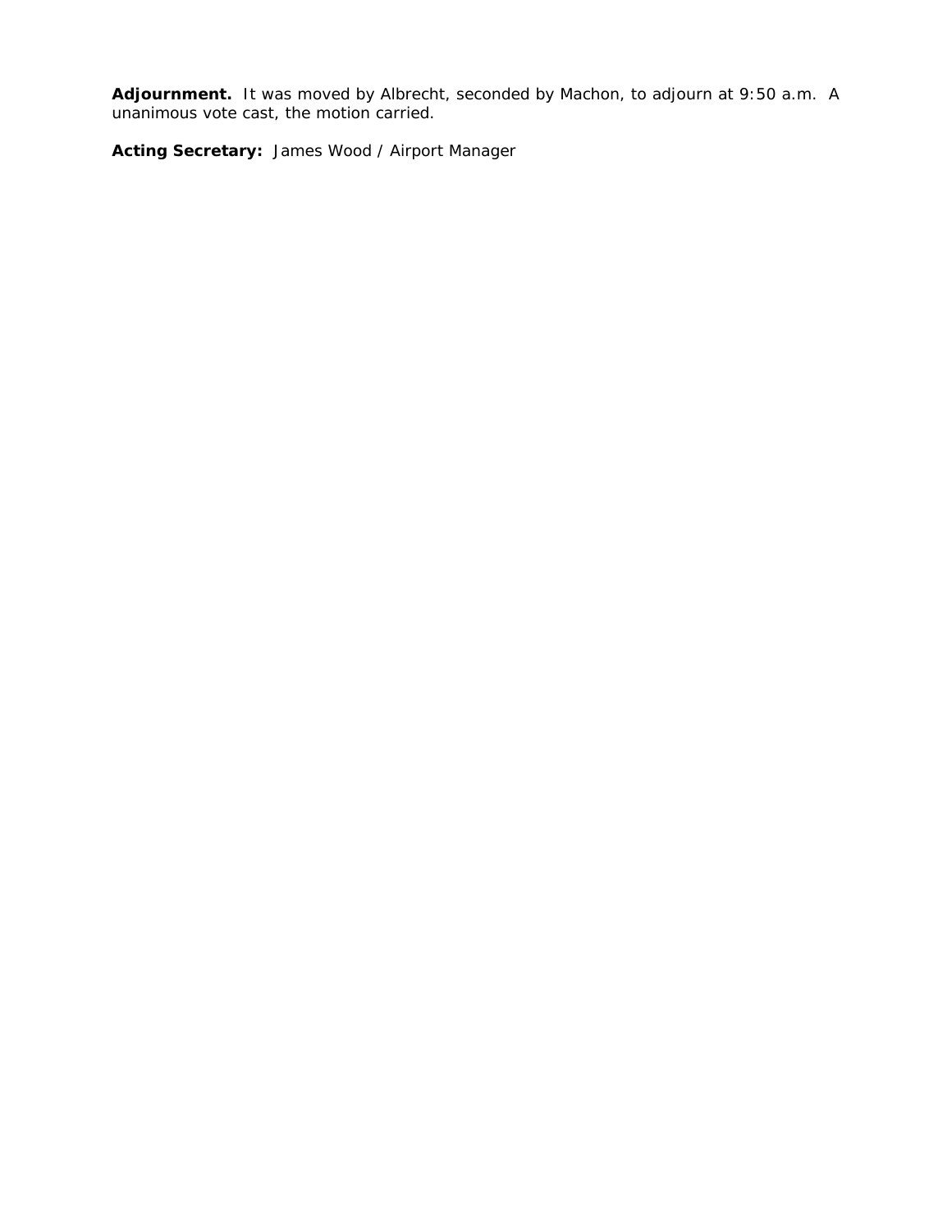**Adjournment.** It was moved by Albrecht, seconded by Machon, to adjourn at 9:50 a.m. A unanimous vote cast, the motion carried.

**Acting Secretary:** James Wood / Airport Manager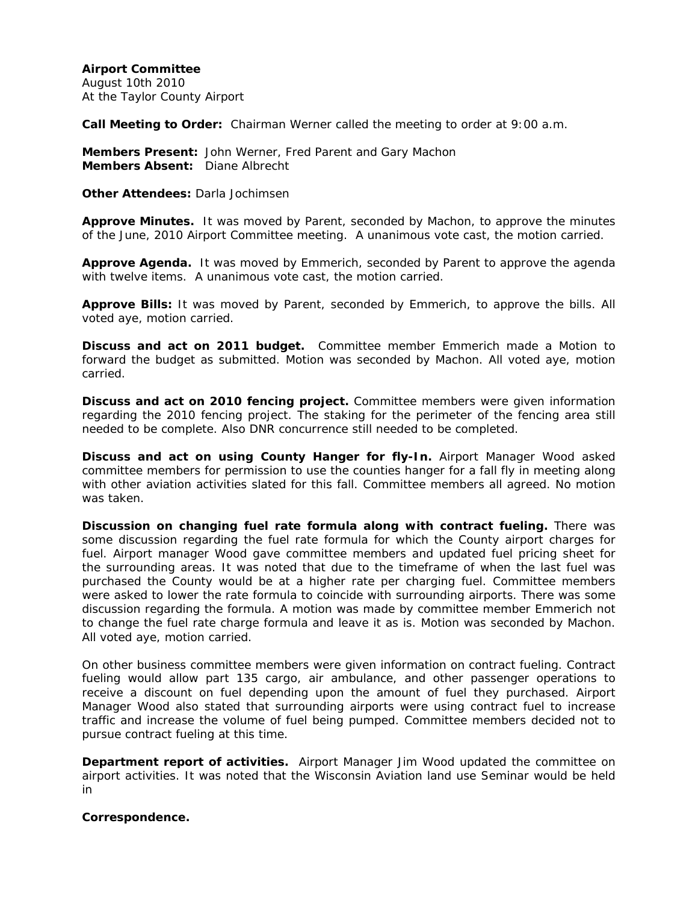**Airport Committee**
August 10th 2010
At the Taylor County Airport

**Call Meeting to Order:** Chairman Werner called the meeting to order at 9:00 a.m.

**Members Present:** John Werner, Fred Parent and Gary Machon
**Members Absent:** Diane Albrecht

**Other Attendees:** Darla Jochimsen

**Approve Minutes.** It was moved by Parent, seconded by Machon, to approve the minutes of the June, 2010 Airport Committee meeting. A unanimous vote cast, the motion carried.

**Approve Agenda.** It was moved by Emmerich, seconded by Parent to approve the agenda with twelve items. A unanimous vote cast, the motion carried.

**Approve Bills:** It was moved by Parent, seconded by Emmerich, to approve the bills. All voted aye, motion carried.

**Discuss and act on 2011 budget.** Committee member Emmerich made a Motion to forward the budget as submitted. Motion was seconded by Machon. All voted aye, motion carried.

**Discuss and act on 2010 fencing project.** Committee members were given information regarding the 2010 fencing project. The staking for the perimeter of the fencing area still needed to be complete. Also DNR concurrence still needed to be completed.

**Discuss and act on using County Hanger for fly-In.** Airport Manager Wood asked committee members for permission to use the counties hanger for a fall fly in meeting along with other aviation activities slated for this fall. Committee members all agreed. No motion was taken.

**Discussion on changing fuel rate formula along with contract fueling.** There was some discussion regarding the fuel rate formula for which the County airport charges for fuel. Airport manager Wood gave committee members and updated fuel pricing sheet for the surrounding areas. It was noted that due to the timeframe of when the last fuel was purchased the County would be at a higher rate per charging fuel. Committee members were asked to lower the rate formula to coincide with surrounding airports. There was some discussion regarding the formula. A motion was made by committee member Emmerich not to change the fuel rate charge formula and leave it as is. Motion was seconded by Machon. All voted aye, motion carried.

On other business committee members were given information on contract fueling. Contract fueling would allow part 135 cargo, air ambulance, and other passenger operations to receive a discount on fuel depending upon the amount of fuel they purchased. Airport Manager Wood also stated that surrounding airports were using contract fuel to increase traffic and increase the volume of fuel being pumped. Committee members decided not to pursue contract fueling at this time.

**Department report of activities.** Airport Manager Jim Wood updated the committee on airport activities. It was noted that the Wisconsin Aviation land use Seminar would be held in

**Correspondence.**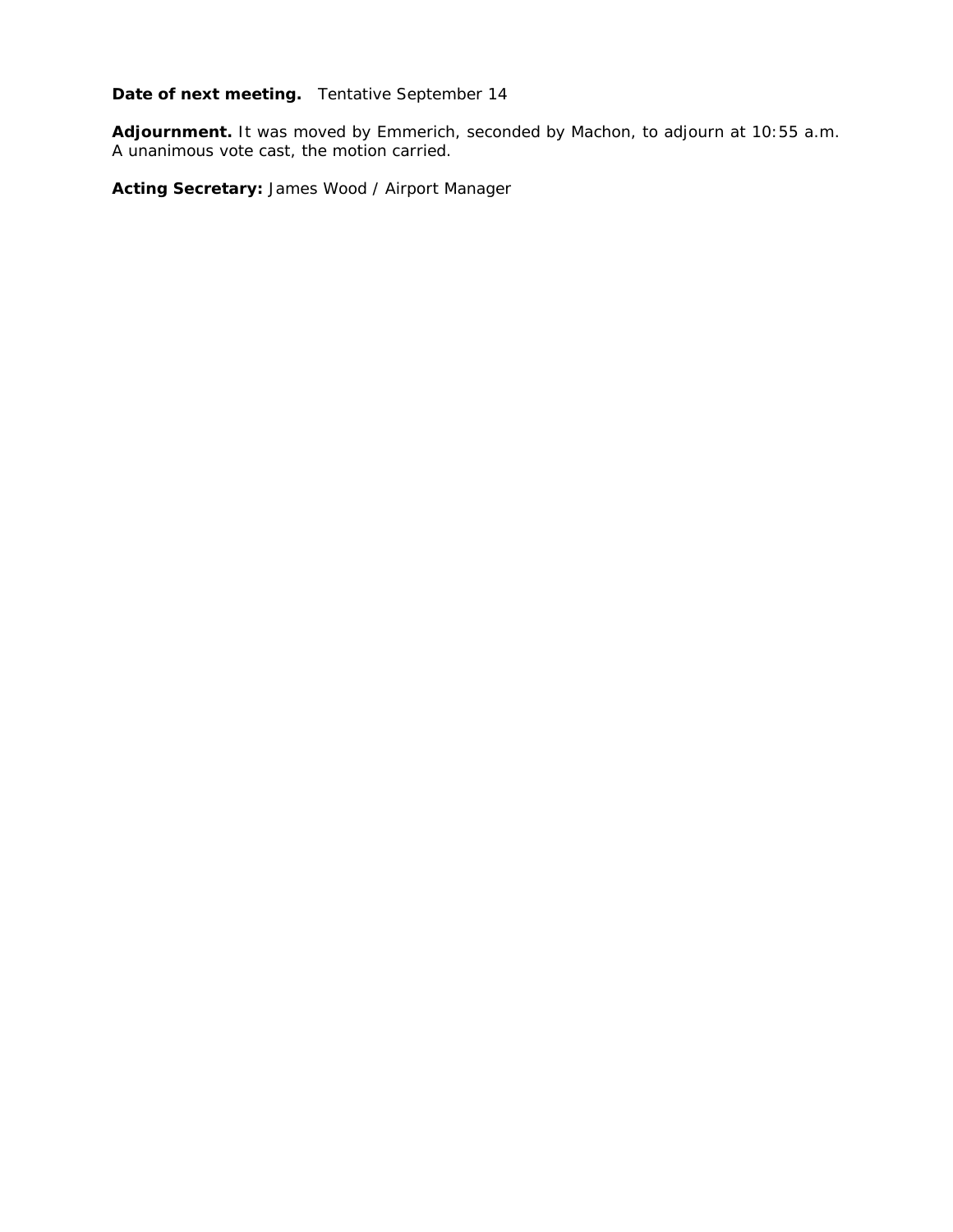**Date of next meeting.** Tentative September 14

**Adjournment.** It was moved by Emmerich, seconded by Machon, to adjourn at 10:55 a.m. A unanimous vote cast, the motion carried.

**Acting Secretary:** James Wood / Airport Manager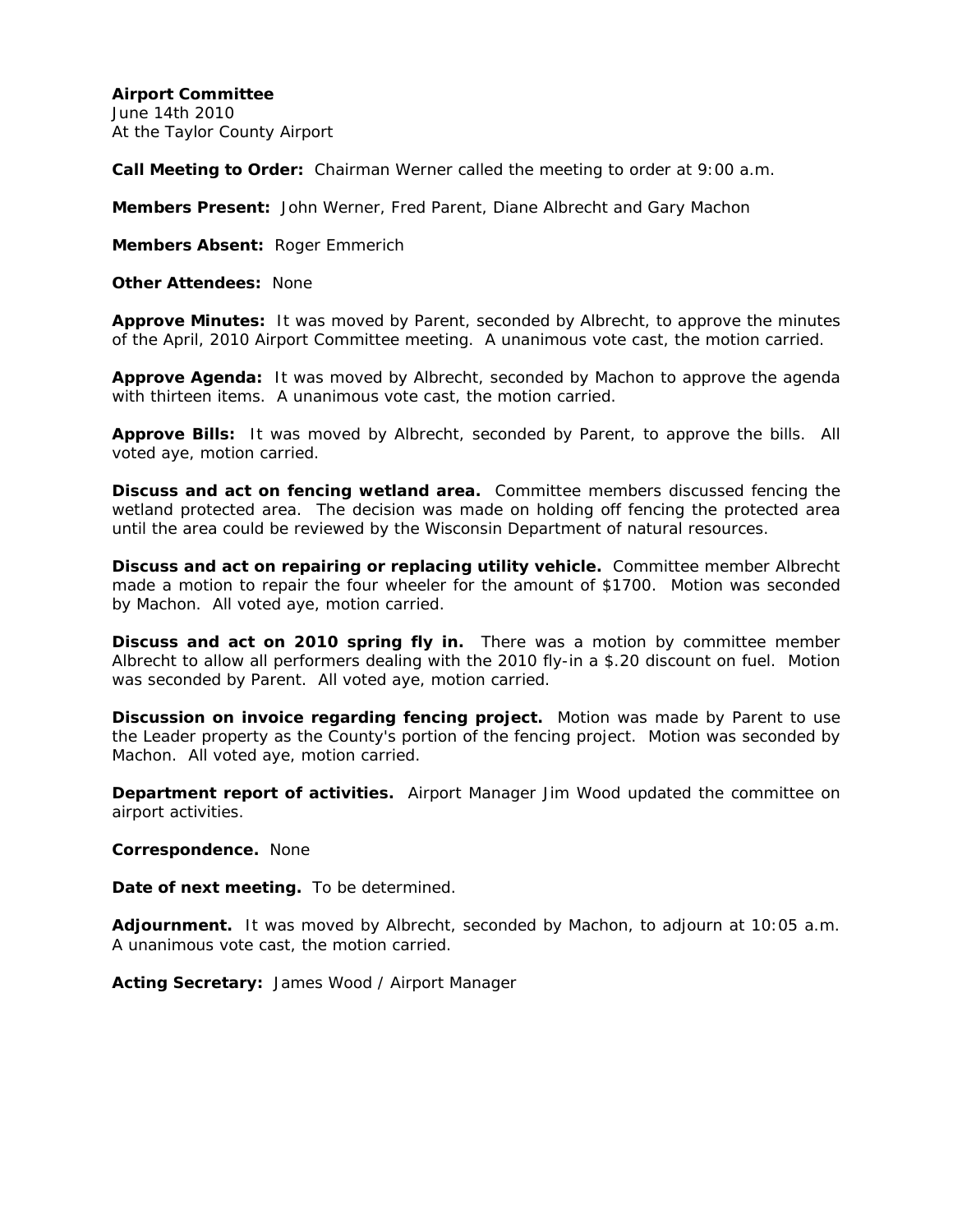**Airport Committee**
June 14th 2010
At the Taylor County Airport

**Call Meeting to Order:** Chairman Werner called the meeting to order at 9:00 a.m.

**Members Present:** John Werner, Fred Parent, Diane Albrecht and Gary Machon

**Members Absent:** Roger Emmerich

**Other Attendees:** None

**Approve Minutes:** It was moved by Parent, seconded by Albrecht, to approve the minutes of the April, 2010 Airport Committee meeting. A unanimous vote cast, the motion carried.

**Approve Agenda:** It was moved by Albrecht, seconded by Machon to approve the agenda with thirteen items. A unanimous vote cast, the motion carried.

**Approve Bills:** It was moved by Albrecht, seconded by Parent, to approve the bills. All voted aye, motion carried.

**Discuss and act on fencing wetland area.** Committee members discussed fencing the wetland protected area. The decision was made on holding off fencing the protected area until the area could be reviewed by the Wisconsin Department of natural resources.

**Discuss and act on repairing or replacing utility vehicle.** Committee member Albrecht made a motion to repair the four wheeler for the amount of $1700. Motion was seconded by Machon. All voted aye, motion carried.

**Discuss and act on 2010 spring fly in.** There was a motion by committee member Albrecht to allow all performers dealing with the 2010 fly-in a $.20 discount on fuel. Motion was seconded by Parent. All voted aye, motion carried.

**Discussion on invoice regarding fencing project.** Motion was made by Parent to use the Leader property as the County's portion of the fencing project. Motion was seconded by Machon. All voted aye, motion carried.

**Department report of activities.** Airport Manager Jim Wood updated the committee on airport activities.

**Correspondence.** None

**Date of next meeting.** To be determined.

**Adjournment.** It was moved by Albrecht, seconded by Machon, to adjourn at 10:05 a.m. A unanimous vote cast, the motion carried.

**Acting Secretary:** James Wood / Airport Manager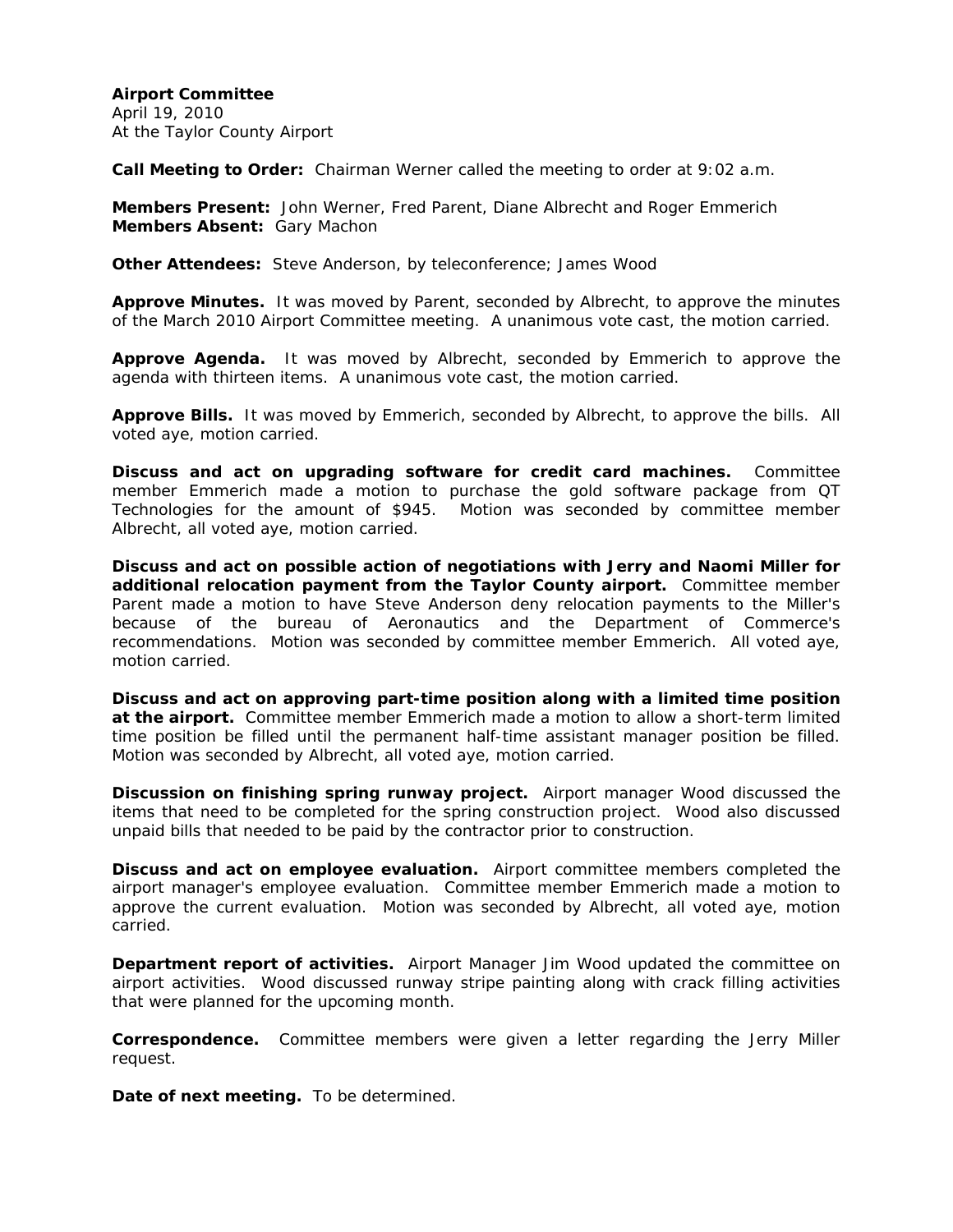**Airport Committee**
April 19, 2010
At the Taylor County Airport

**Call Meeting to Order:** Chairman Werner called the meeting to order at 9:02 a.m.

**Members Present:** John Werner, Fred Parent, Diane Albrecht and Roger Emmerich
**Members Absent:** Gary Machon

**Other Attendees:** Steve Anderson, by teleconference; James Wood

**Approve Minutes.** It was moved by Parent, seconded by Albrecht, to approve the minutes of the March 2010 Airport Committee meeting. A unanimous vote cast, the motion carried.

**Approve Agenda.** It was moved by Albrecht, seconded by Emmerich to approve the agenda with thirteen items. A unanimous vote cast, the motion carried.

**Approve Bills.** It was moved by Emmerich, seconded by Albrecht, to approve the bills. All voted aye, motion carried.

**Discuss and act on upgrading software for credit card machines.** Committee member Emmerich made a motion to purchase the gold software package from QT Technologies for the amount of $945. Motion was seconded by committee member Albrecht, all voted aye, motion carried.

**Discuss and act on possible action of negotiations with Jerry and Naomi Miller for additional relocation payment from the Taylor County airport.** Committee member Parent made a motion to have Steve Anderson deny relocation payments to the Miller's because of the bureau of Aeronautics and the Department of Commerce's recommendations. Motion was seconded by committee member Emmerich. All voted aye, motion carried.

**Discuss and act on approving part-time position along with a limited time position at the airport.** Committee member Emmerich made a motion to allow a short-term limited time position be filled until the permanent half-time assistant manager position be filled. Motion was seconded by Albrecht, all voted aye, motion carried.

**Discussion on finishing spring runway project.** Airport manager Wood discussed the items that need to be completed for the spring construction project. Wood also discussed unpaid bills that needed to be paid by the contractor prior to construction.

**Discuss and act on employee evaluation.** Airport committee members completed the airport manager's employee evaluation. Committee member Emmerich made a motion to approve the current evaluation. Motion was seconded by Albrecht, all voted aye, motion carried.

**Department report of activities.** Airport Manager Jim Wood updated the committee on airport activities. Wood discussed runway stripe painting along with crack filling activities that were planned for the upcoming month.

**Correspondence.** Committee members were given a letter regarding the Jerry Miller request.

**Date of next meeting.** To be determined.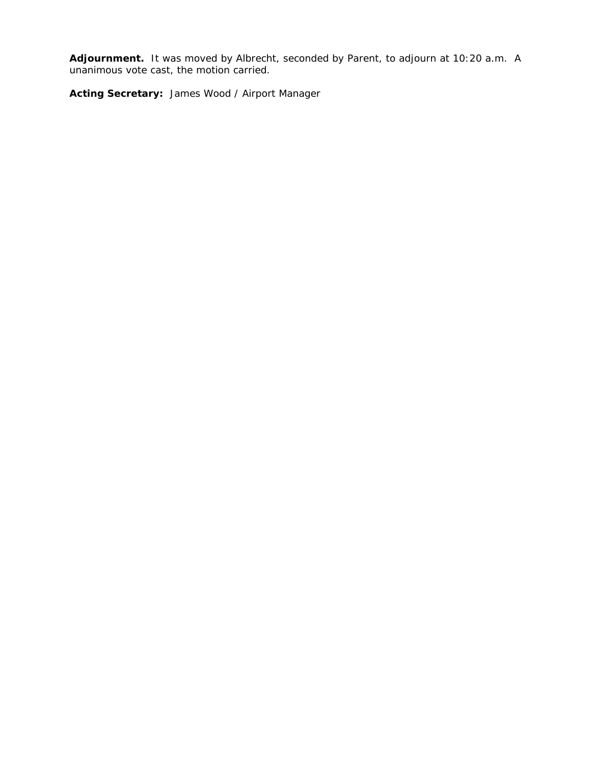**Adjournment.** It was moved by Albrecht, seconded by Parent, to adjourn at 10:20 a.m. A unanimous vote cast, the motion carried.

**Acting Secretary:** James Wood / Airport Manager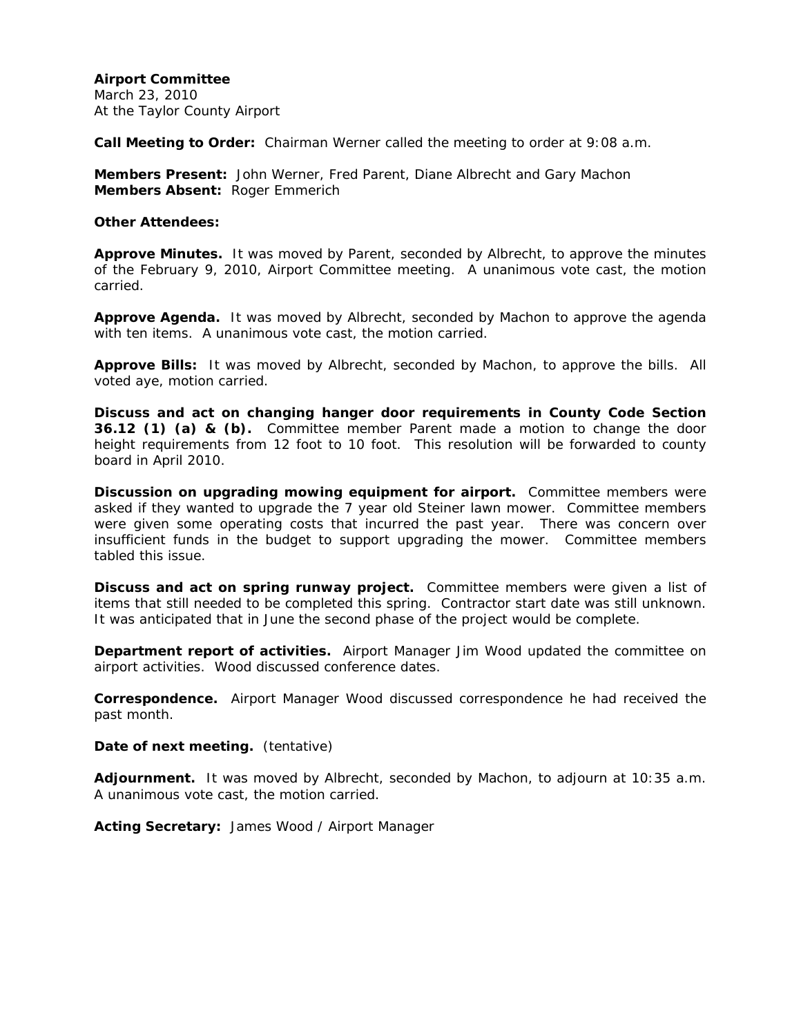**Airport Committee**
March 23, 2010
At the Taylor County Airport

**Call Meeting to Order:** Chairman Werner called the meeting to order at 9:08 a.m.

**Members Present:** John Werner, Fred Parent, Diane Albrecht and Gary Machon
**Members Absent:** Roger Emmerich

**Other Attendees:**

**Approve Minutes.** It was moved by Parent, seconded by Albrecht, to approve the minutes of the February 9, 2010, Airport Committee meeting. A unanimous vote cast, the motion carried.

**Approve Agenda.** It was moved by Albrecht, seconded by Machon to approve the agenda with ten items. A unanimous vote cast, the motion carried.

**Approve Bills:** It was moved by Albrecht, seconded by Machon, to approve the bills. All voted aye, motion carried.

**Discuss and act on changing hanger door requirements in County Code Section 36.12 (1) (a) & (b).** Committee member Parent made a motion to change the door height requirements from 12 foot to 10 foot. This resolution will be forwarded to county board in April 2010.

**Discussion on upgrading mowing equipment for airport.** Committee members were asked if they wanted to upgrade the 7 year old Steiner lawn mower. Committee members were given some operating costs that incurred the past year. There was concern over insufficient funds in the budget to support upgrading the mower. Committee members tabled this issue.

**Discuss and act on spring runway project.** Committee members were given a list of items that still needed to be completed this spring. Contractor start date was still unknown. It was anticipated that in June the second phase of the project would be complete.

**Department report of activities.** Airport Manager Jim Wood updated the committee on airport activities. Wood discussed conference dates.

**Correspondence.** Airport Manager Wood discussed correspondence he had received the past month.

**Date of next meeting.** (tentative)

**Adjournment.** It was moved by Albrecht, seconded by Machon, to adjourn at 10:35 a.m. A unanimous vote cast, the motion carried.

**Acting Secretary:** James Wood / Airport Manager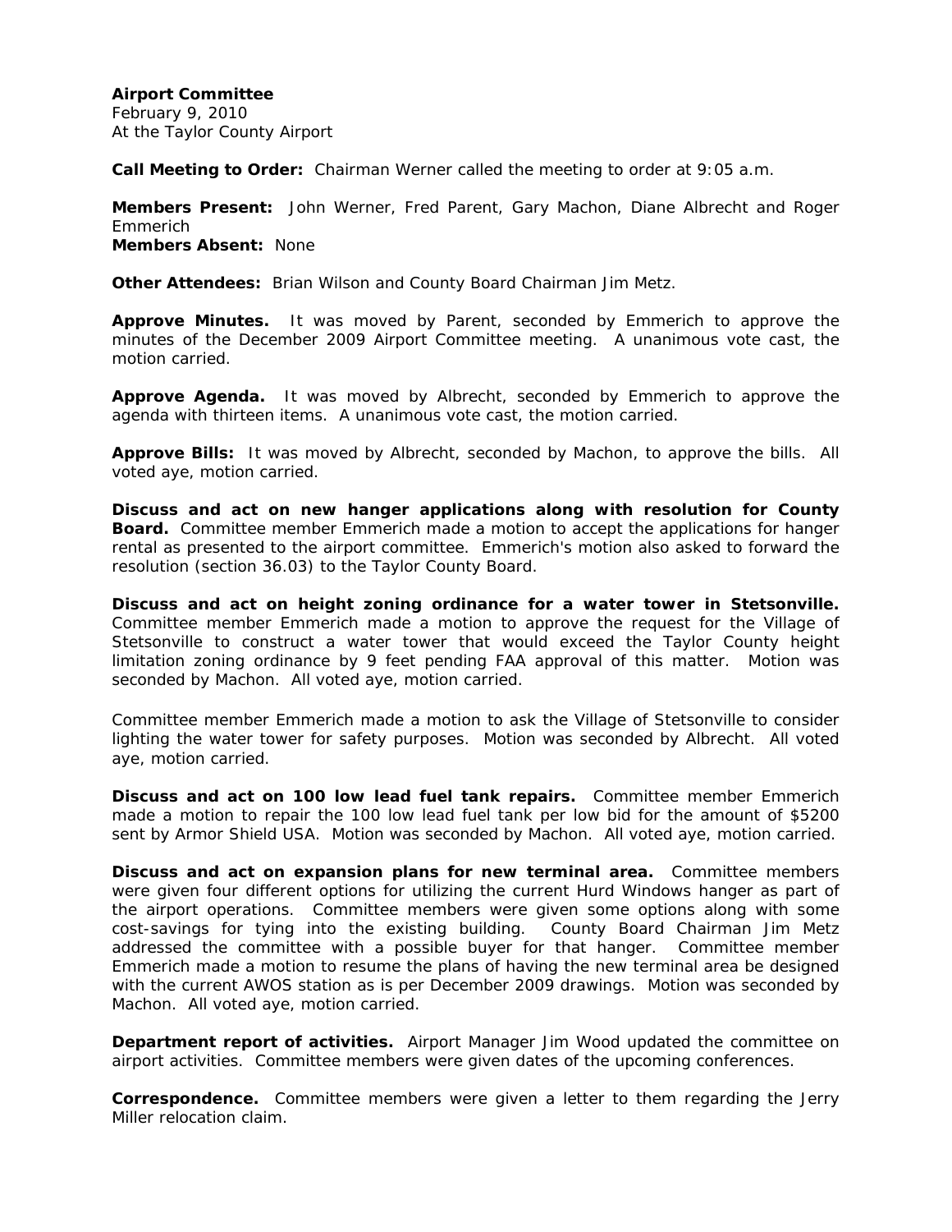**Airport Committee**
February 9, 2010
At the Taylor County Airport

**Call Meeting to Order:** Chairman Werner called the meeting to order at 9:05 a.m.

**Members Present:** John Werner, Fred Parent, Gary Machon, Diane Albrecht and Roger Emmerich
**Members Absent:** None

**Other Attendees:** Brian Wilson and County Board Chairman Jim Metz.

**Approve Minutes.** It was moved by Parent, seconded by Emmerich to approve the minutes of the December 2009 Airport Committee meeting. A unanimous vote cast, the motion carried.

**Approve Agenda.** It was moved by Albrecht, seconded by Emmerich to approve the agenda with thirteen items. A unanimous vote cast, the motion carried.

**Approve Bills:** It was moved by Albrecht, seconded by Machon, to approve the bills. All voted aye, motion carried.

**Discuss and act on new hanger applications along with resolution for County Board.** Committee member Emmerich made a motion to accept the applications for hanger rental as presented to the airport committee. Emmerich's motion also asked to forward the resolution (section 36.03) to the Taylor County Board.

**Discuss and act on height zoning ordinance for a water tower in Stetsonville.** Committee member Emmerich made a motion to approve the request for the Village of Stetsonville to construct a water tower that would exceed the Taylor County height limitation zoning ordinance by 9 feet pending FAA approval of this matter. Motion was seconded by Machon. All voted aye, motion carried.

Committee member Emmerich made a motion to ask the Village of Stetsonville to consider lighting the water tower for safety purposes. Motion was seconded by Albrecht. All voted aye, motion carried.

**Discuss and act on 100 low lead fuel tank repairs.** Committee member Emmerich made a motion to repair the 100 low lead fuel tank per low bid for the amount of $5200 sent by Armor Shield USA. Motion was seconded by Machon. All voted aye, motion carried.

**Discuss and act on expansion plans for new terminal area.** Committee members were given four different options for utilizing the current Hurd Windows hanger as part of the airport operations. Committee members were given some options along with some cost-savings for tying into the existing building. County Board Chairman Jim Metz addressed the committee with a possible buyer for that hanger. Committee member Emmerich made a motion to resume the plans of having the new terminal area be designed with the current AWOS station as is per December 2009 drawings. Motion was seconded by Machon. All voted aye, motion carried.

**Department report of activities.** Airport Manager Jim Wood updated the committee on airport activities. Committee members were given dates of the upcoming conferences.

**Correspondence.** Committee members were given a letter to them regarding the Jerry Miller relocation claim.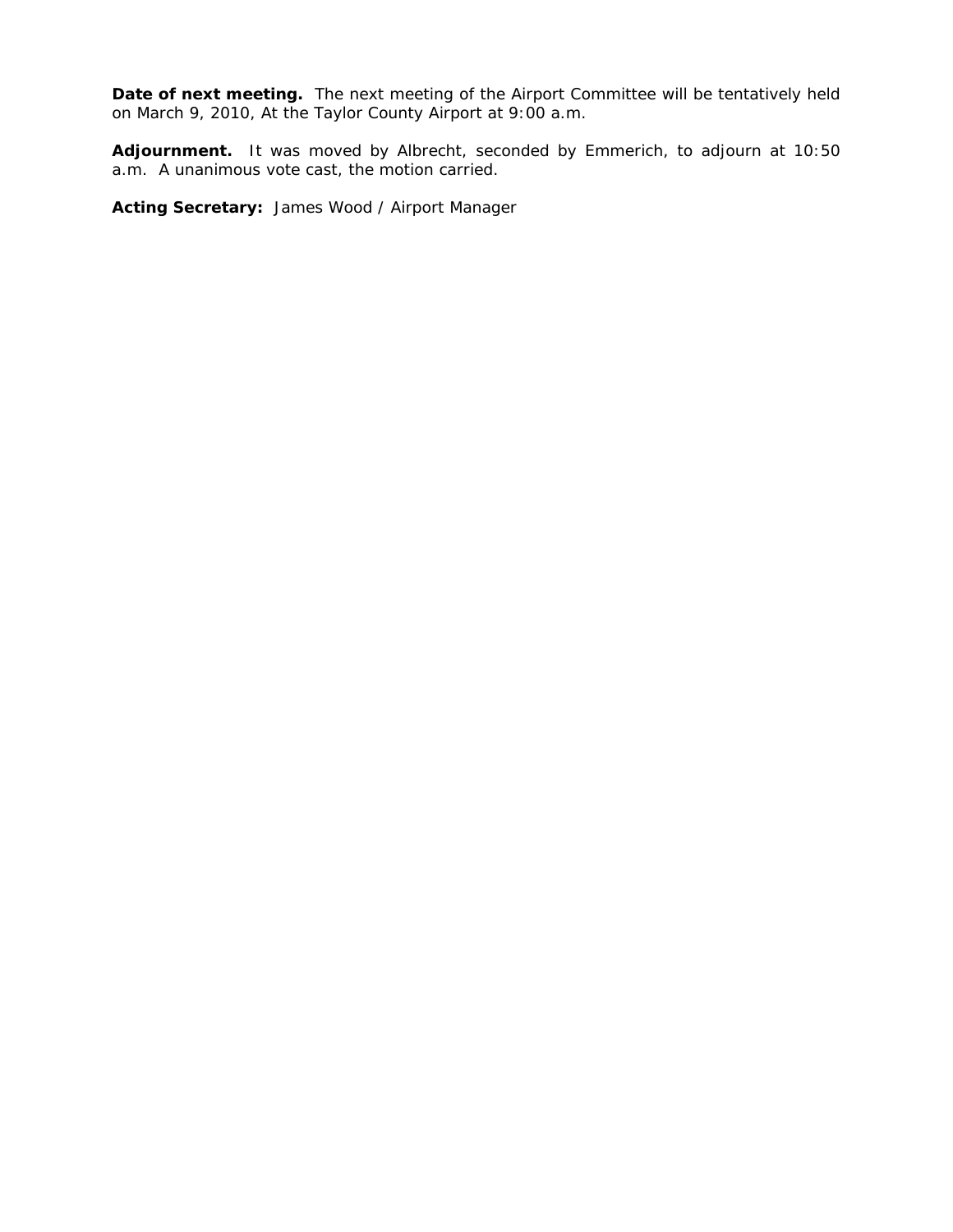**Date of next meeting.** The next meeting of the Airport Committee will be tentatively held on March 9, 2010, At the Taylor County Airport at 9:00 a.m.

**Adjournment.** It was moved by Albrecht, seconded by Emmerich, to adjourn at 10:50 a.m. A unanimous vote cast, the motion carried.

**Acting Secretary:** James Wood / Airport Manager